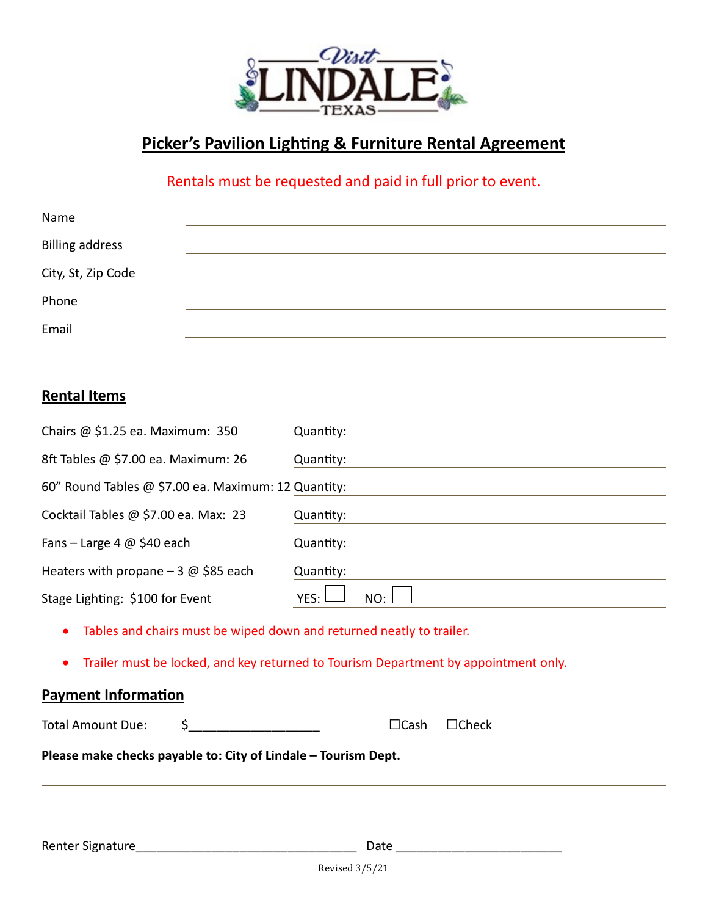# Picker's Pavilion Lighting & Furniture Rental Agreement

Rentals must be requested and paid in full prior to event.

Name \_\_\_\_\_\_\_\_\_\_\_\_\_\_\_\_\_\_\_\_\_\_\_\_\_\_\_\_\_\_\_\_

Billing address \_\_\_\_\_\_\_\_\_\_\_\_\_\_\_\_\_\_\_\_\_\_\_\_\_\_\_\_\_\_\_\_

City, St, Zip Code \_\_\_\_\_\_\_\_\_\_\_\_\_\_\_\_\_\_\_\_\_\_\_\_\_\_\_\_\_\_\_\_

Phone \_\_\_\_\_\_\_\_\_\_\_\_\_\_\_\_\_\_\_\_\_\_\_\_\_\_\_\_\_\_\_\_

Email \_\_\_\_\_\_\_\_\_\_\_\_\_\_\_\_\_\_\_\_\_\_\_\_\_\_\_\_\_\_\_\_

## Rental Items

| | |
|---|---|
| Chairs @ $1.25 ea. Maximum: 350 | Quantity: |
| 8ft Tables @ $7.00 ea. Maximum: 26 | Quantity: |
| 60" Round Tables @ $7.00 ea. Maximum: 12 | Quantity: |
| Cocktail Tables @ $7.00 ea. Max: 23 | Quantity: |
| Fans – Large 4 @ $40 each | Quantity: |
| Heaters with propane – 3 @ $85 each | Quantity: |
| Stage Lighting: $100 for Event | YES: ☐ NO: ☐ |

- Tables and chairs must be wiped down and returned neatly to trailer.
- Trailer must be locked, and key returned to Tourism Department by appointment only.

## Payment Information

Total Amount Due: $\_\_\_\_\_\_\_\_\_\_\_\_\_\_\_\_\_\_ ☐Cash ☐Check

**Please make checks payable to: City of Lindale – Tourism Dept.**

Renter Signature\_\_\_\_\_\_\_\_\_\_\_\_\_\_\_\_\_\_\_\_\_\_\_\_\_\_\_\_\_\_\_\_ Date \_\_\_\_\_\_\_\_\_\_\_\_\_\_\_\_\_\_\_\_\_\_\_\_

Revised 3/5/21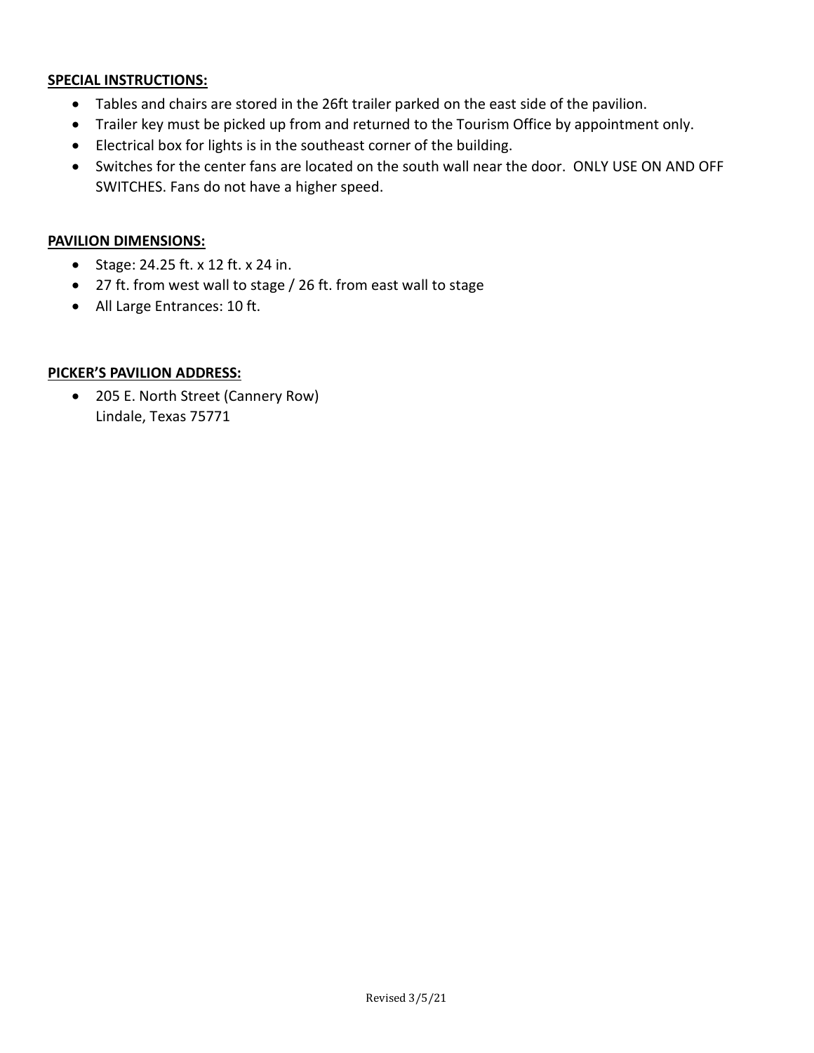**SPECIAL INSTRUCTIONS:**

- Tables and chairs are stored in the 26ft trailer parked on the east side of the pavilion.
- Trailer key must be picked up from and returned to the Tourism Office by appointment only.
- Electrical box for lights is in the southeast corner of the building.
- Switches for the center fans are located on the south wall near the door. ONLY USE ON AND OFF SWITCHES. Fans do not have a higher speed.

**PAVILION DIMENSIONS:**

- Stage: 24.25 ft. x 12 ft. x 24 in.
- 27 ft. from west wall to stage / 26 ft. from east wall to stage
- All Large Entrances: 10 ft.

**PICKER'S PAVILION ADDRESS:**

- 205 E. North Street (Cannery Row)
  Lindale, Texas 75771

Revised 3/5/21